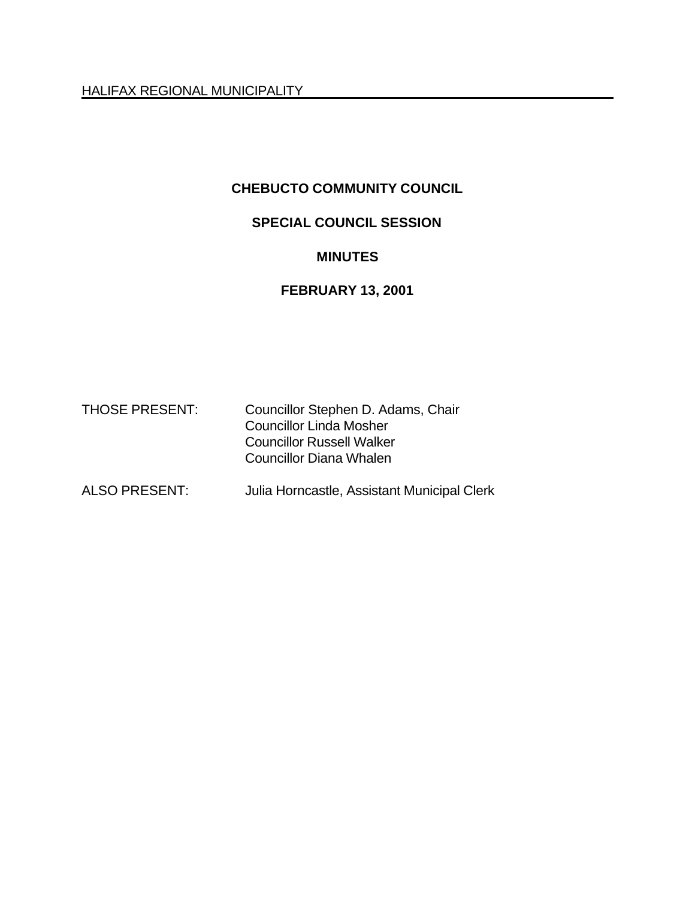HALIFAX REGIONAL MUNICIPALITY

# CHEBUCTO COMMUNITY COUNCIL

## SPECIAL COUNCIL SESSION

## MINUTES

## FEBRUARY 13, 2001

| | |
|---|---|
| THOSE PRESENT: | Councillor Stephen D. Adams, Chair<br>Councillor Linda Mosher<br>Councillor Russell Walker<br>Councillor Diana Whalen |
| ALSO PRESENT: | Julia Horncastle, Assistant Municipal Clerk |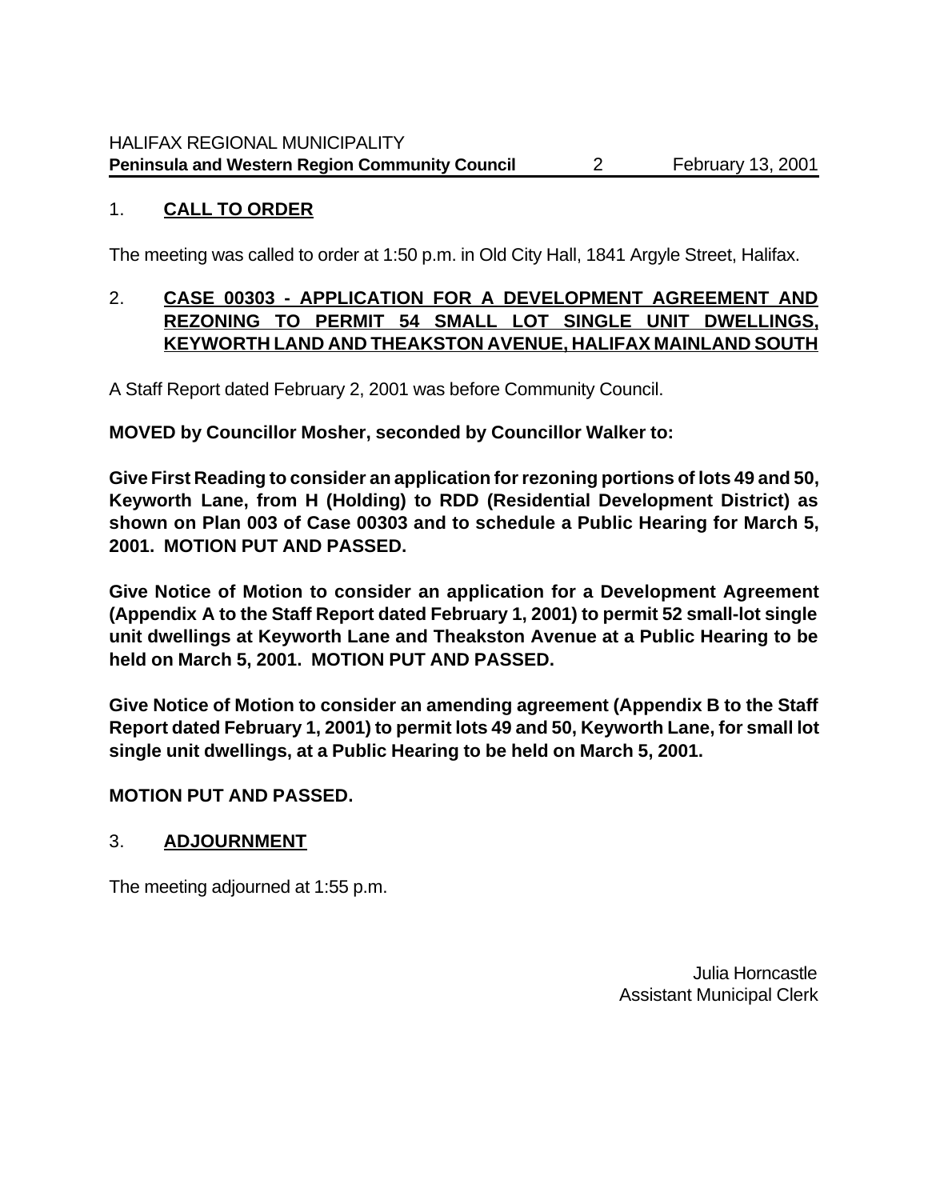## 1. CALL TO ORDER

The meeting was called to order at 1:50 p.m. in Old City Hall, 1841 Argyle Street, Halifax.

## 2. CASE 00303 - APPLICATION FOR A DEVELOPMENT AGREEMENT AND REZONING TO PERMIT 54 SMALL LOT SINGLE UNIT DWELLINGS, KEYWORTH LAND AND THEAKSTON AVENUE, HALIFAX MAINLAND SOUTH

A Staff Report dated February 2, 2001 was before Community Council.

**MOVED by Councillor Mosher, seconded by Councillor Walker to:**

**Give First Reading to consider an application for rezoning portions of lots 49 and 50, Keyworth Lane, from H (Holding) to RDD (Residential Development District) as shown on Plan 003 of Case 00303 and to schedule a Public Hearing for March 5, 2001. MOTION PUT AND PASSED.**

**Give Notice of Motion to consider an application for a Development Agreement (Appendix A to the Staff Report dated February 1, 2001) to permit 52 small-lot single unit dwellings at Keyworth Lane and Theakston Avenue at a Public Hearing to be held on March 5, 2001. MOTION PUT AND PASSED.**

**Give Notice of Motion to consider an amending agreement (Appendix B to the Staff Report dated February 1, 2001) to permit lots 49 and 50, Keyworth Lane, for small lot single unit dwellings, at a Public Hearing to be held on March 5, 2001.**

**MOTION PUT AND PASSED.**

## 3. ADJOURNMENT

The meeting adjourned at 1:55 p.m.

Julia Horncastle
Assistant Municipal Clerk